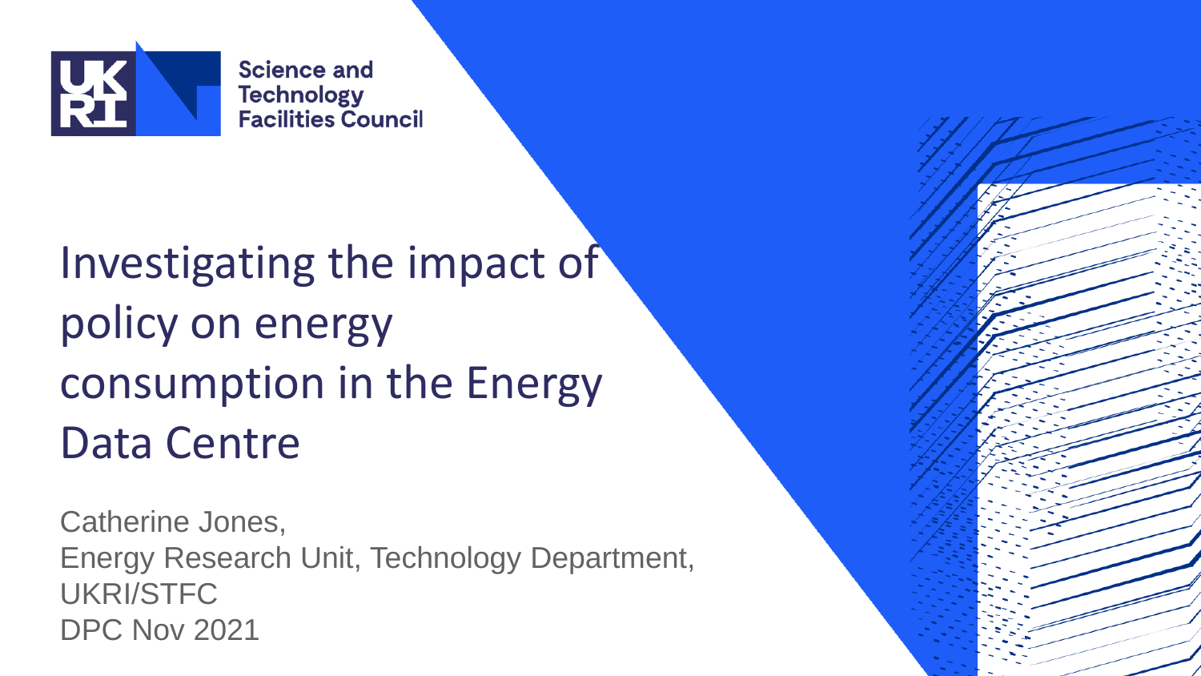Science and Technology Facilities Council

# Investigating the impact of policy on energy consumption in the Energy Data Centre

Catherine Jones,
Energy Research Unit, Technology Department,
UKRI/STFC
DPC Nov 2021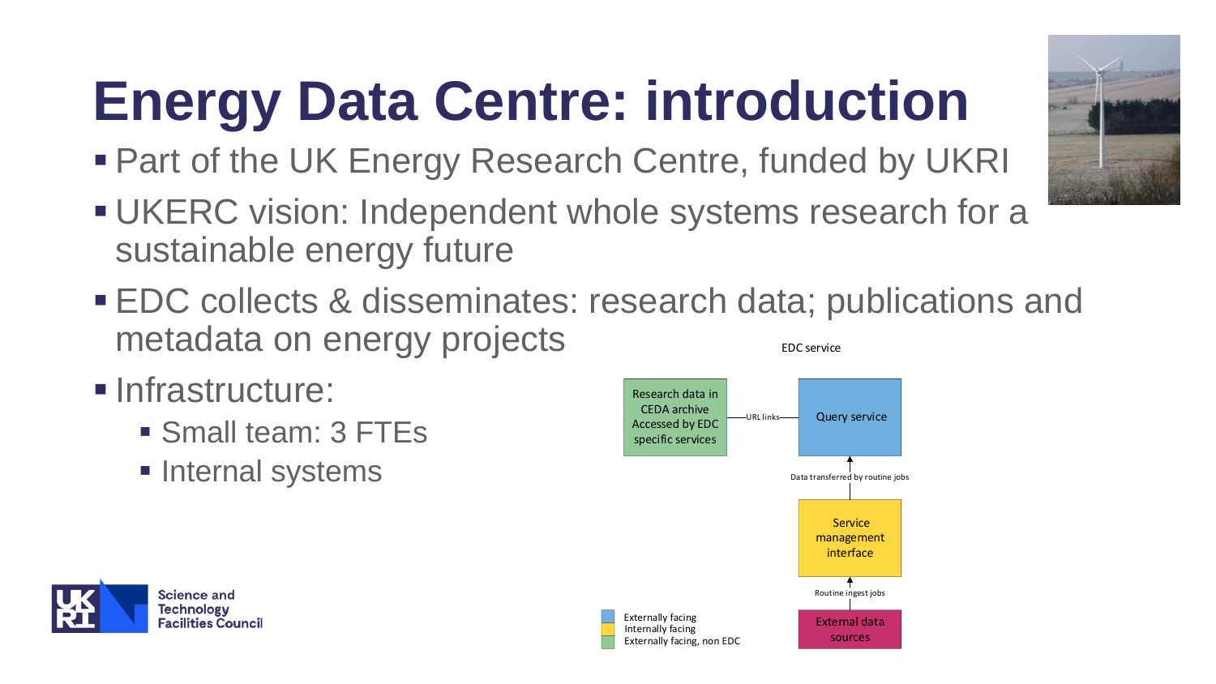# Energy Data Centre: introduction

- Part of the UK Energy Research Centre, funded by UKRI
- UKERC vision: Independent whole systems research for a sustainable energy future
- EDC collects & disseminates: research data; publications and metadata on energy projects
- Infrastructure:
  - Small team: 3 FTEs
  - Internal systems

EDC service

Research data in CEDA archive Accessed by EDC specific services

URL links

Query service

Data transferred by routine jobs

Service management interface

Routine ingest jobs

External data sources

Externally facing
Internally facing
Externally facing, non EDC

Science and Technology Facilities Council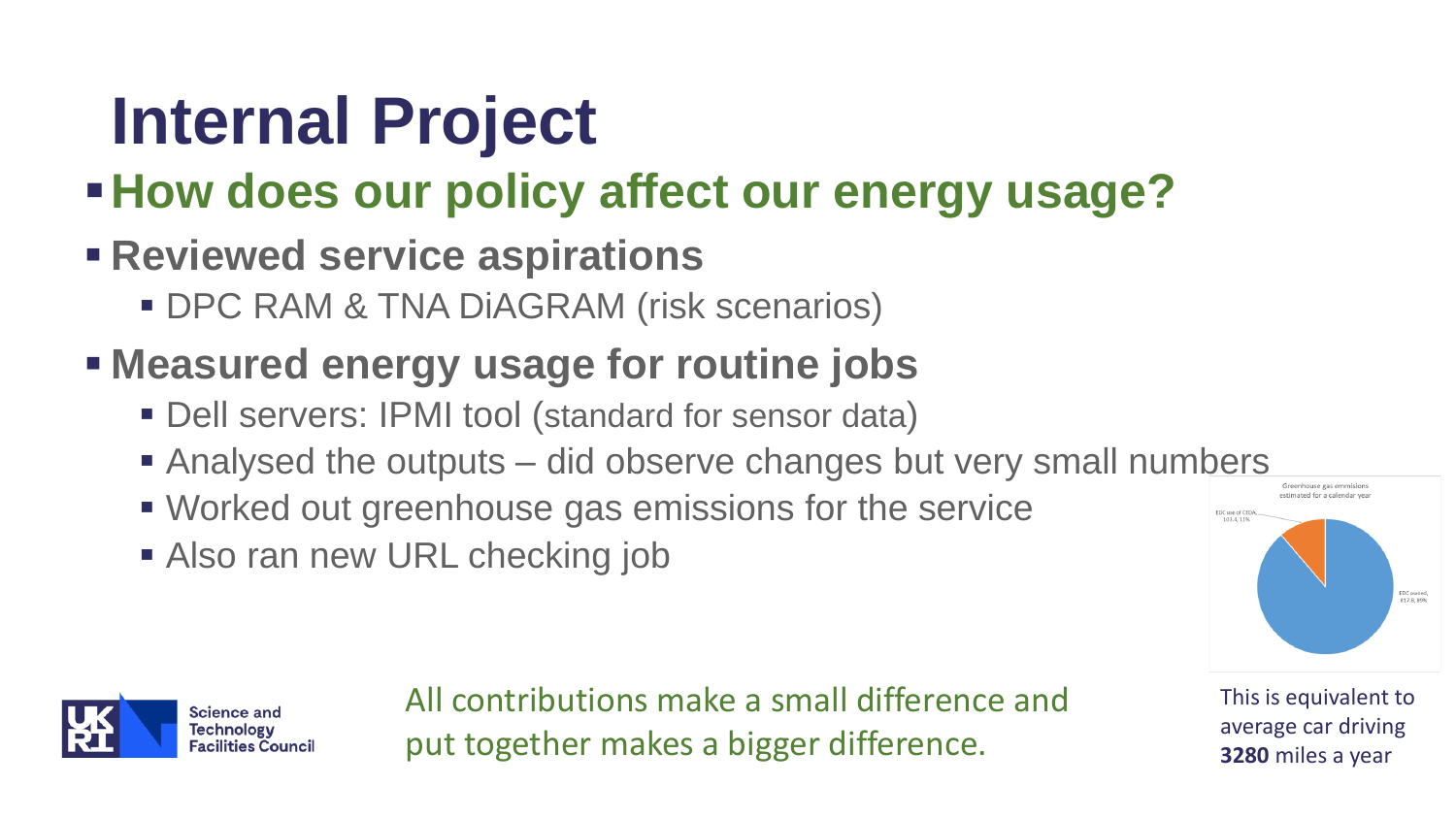# Internal Project

- **How does our policy affect our energy usage?**
- **Reviewed service aspirations**
  - DPC RAM & TNA DiAGRAM (risk scenarios)
- **Measured energy usage for routine jobs**
  - Dell servers: IPMI tool (standard for sensor data)
  - Analysed the outputs – did observe changes but very small numbers
  - Worked out greenhouse gas emissions for the service
  - Also ran new URL checking job

Greenhouse gas emmisions estimated for a calendar year

EDC use of CEDA, 103.4, 11%

EDC owned, 817.8, 89%

This is equivalent to average car driving **3280** miles a year

All contributions make a small difference and put together makes a bigger difference.

Science and Technology Facilities Council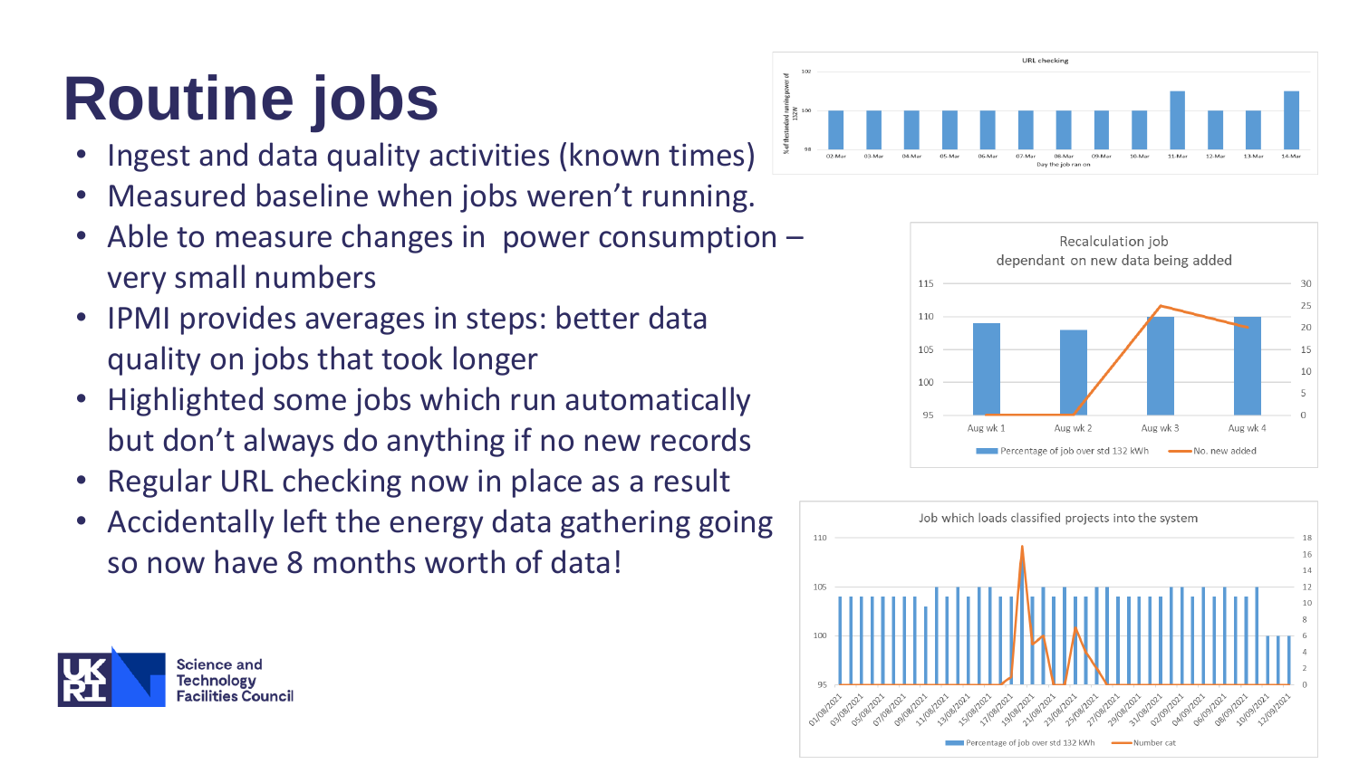# Routine jobs

- Ingest and data quality activities (known times)
- Measured baseline when jobs weren't running.
- Able to measure changes in power consumption – very small numbers
- IPMI provides averages in steps: better data quality on jobs that took longer
- Highlighted some jobs which run automatically but don't always do anything if no new records
- Regular URL checking now in place as a result
- Accidentally left the energy data gathering going so now have 8 months worth of data!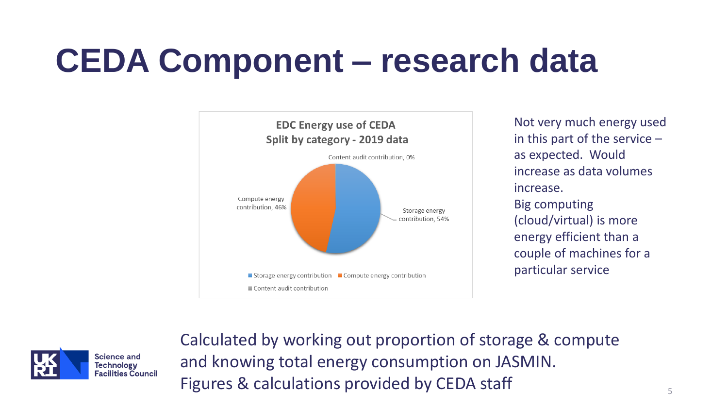# CEDA Component – research data

**EDC Energy use of CEDA**
**Split by category - 2019 data**

- Content audit contribution, 0%
- Compute energy contribution, 46%
- Storage energy contribution, 54%

Legend: Storage energy contribution; Compute energy contribution; Content audit contribution

Not very much energy used in this part of the service – as expected. Would increase as data volumes increase.
Big computing (cloud/virtual) is more energy efficient than a couple of machines for a particular service

Calculated by working out proportion of storage & compute and knowing total energy consumption on JASMIN.
Figures & calculations provided by CEDA staff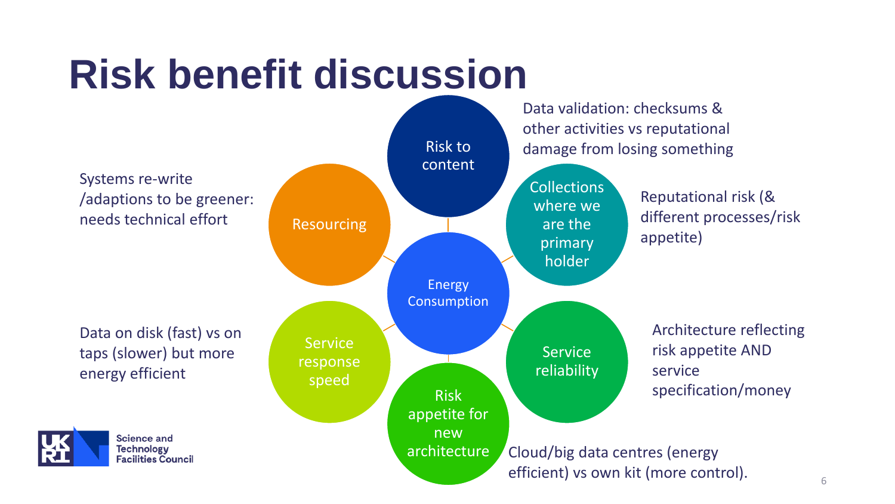# Risk benefit discussion

**Energy Consumption**

- **Risk to content**: Data validation: checksums & other activities vs reputational damage from losing something
- **Collections where we are the primary holder**: Reputational risk (& different processes/risk appetite)
- **Service reliability**: Architecture reflecting risk appetite AND service specification/money
- **Risk appetite for new architecture**: Cloud/big data centres (energy efficient) vs own kit (more control).
- **Service response speed**: Data on disk (fast) vs on taps (slower) but more energy efficient
- **Resourcing**: Systems re-write /adaptions to be greener: needs technical effort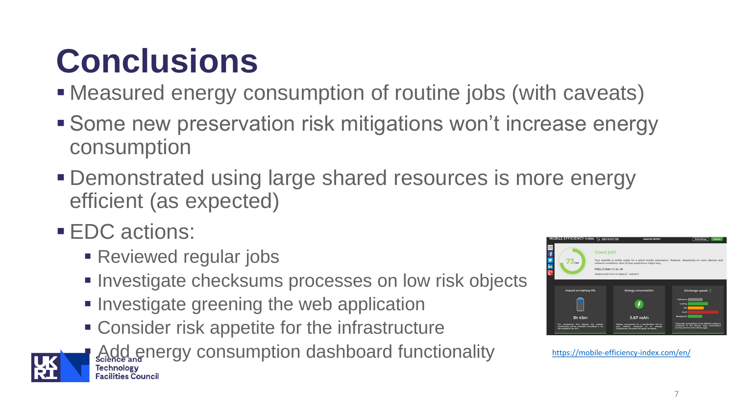# Conclusions

- Measured energy consumption of routine jobs (with caveats)
- Some new preservation risk mitigations won't increase energy consumption
- Demonstrated using large shared resources is more energy efficient (as expected)
- EDC actions:
  - Reviewed regular jobs
  - Investigate checksums processes on low risk objects
  - Investigate greening the web application
  - Consider risk appetite for the infrastructure
  - Add energy consumption dashboard functionality

https://mobile-efficiency-index.com/en/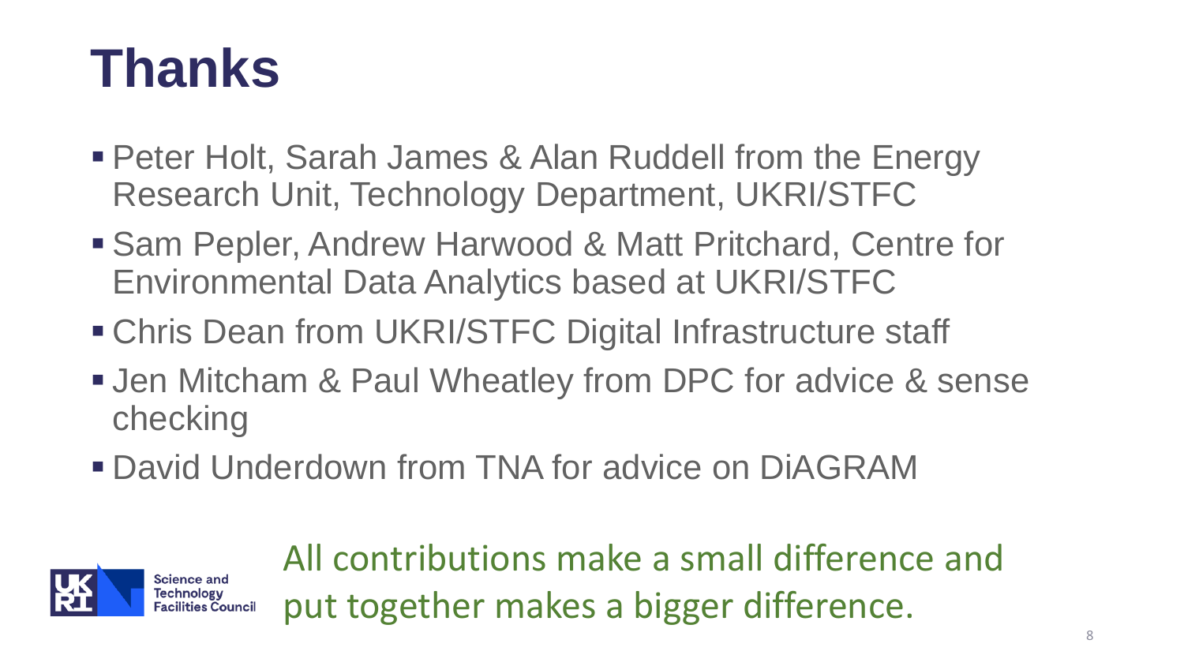# Thanks

- Peter Holt, Sarah James & Alan Ruddell from the Energy Research Unit, Technology Department, UKRI/STFC
- Sam Pepler, Andrew Harwood & Matt Pritchard, Centre for Environmental Data Analytics based at UKRI/STFC
- Chris Dean from UKRI/STFC Digital Infrastructure staff
- Jen Mitcham & Paul Wheatley from DPC for advice & sense checking
- David Underdown from TNA for advice on DiAGRAM

Science and Technology Facilities Council

All contributions make a small difference and put together makes a bigger difference.